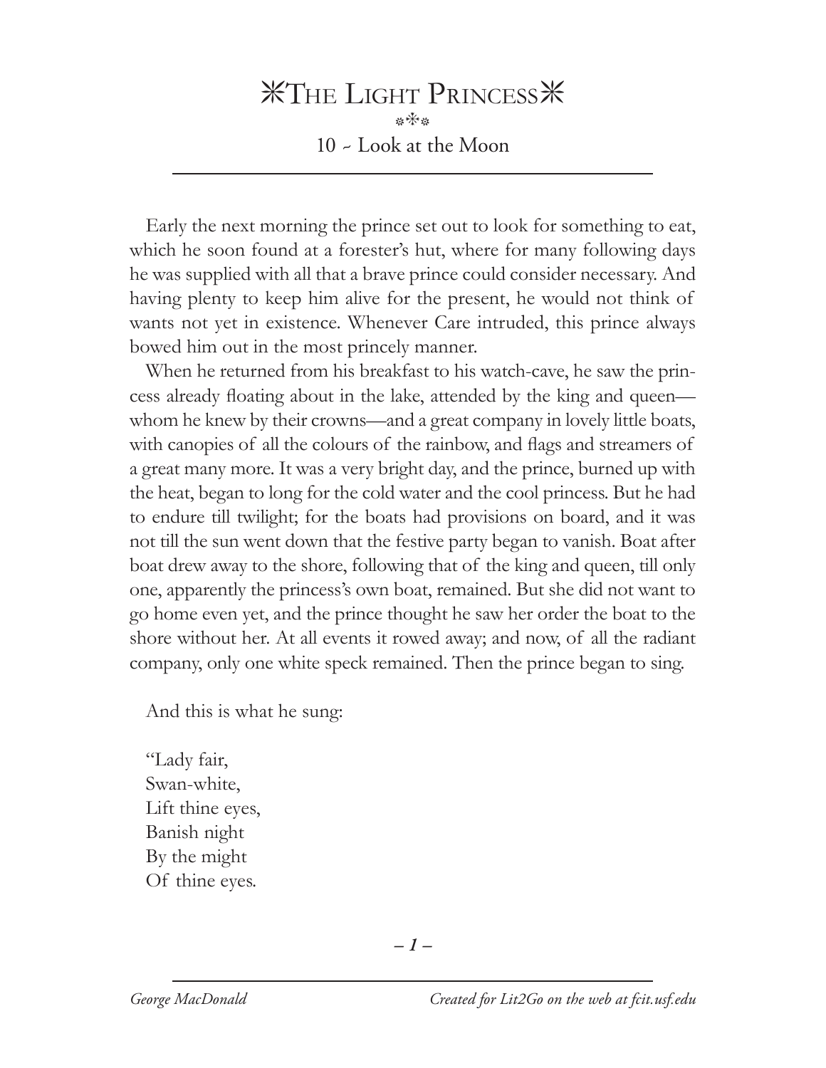# ❋The Light Princess❋

## 10 - Look at the Moon

Early the next morning the prince set out to look for something to eat, which he soon found at a forester's hut, where for many following days he was supplied with all that a brave prince could consider necessary. And having plenty to keep him alive for the present, he would not think of wants not yet in existence. Whenever Care intruded, this prince always bowed him out in the most princely manner.

When he returned from his breakfast to his watch-cave, he saw the princess already floating about in the lake, attended by the king and queen—whom he knew by their crowns—and a great company in lovely little boats, with canopies of all the colours of the rainbow, and flags and streamers of a great many more. It was a very bright day, and the prince, burned up with the heat, began to long for the cold water and the cool princess. But he had to endure till twilight; for the boats had provisions on board, and it was not till the sun went down that the festive party began to vanish. Boat after boat drew away to the shore, following that of the king and queen, till only one, apparently the princess's own boat, remained. But she did not want to go home even yet, and the prince thought he saw her order the boat to the shore without her. At all events it rowed away; and now, of all the radiant company, only one white speck remained. Then the prince began to sing.

And this is what he sung:

"Lady fair,  
Swan-white,  
Lift thine eyes,  
Banish night  
By the might  
Of thine eyes.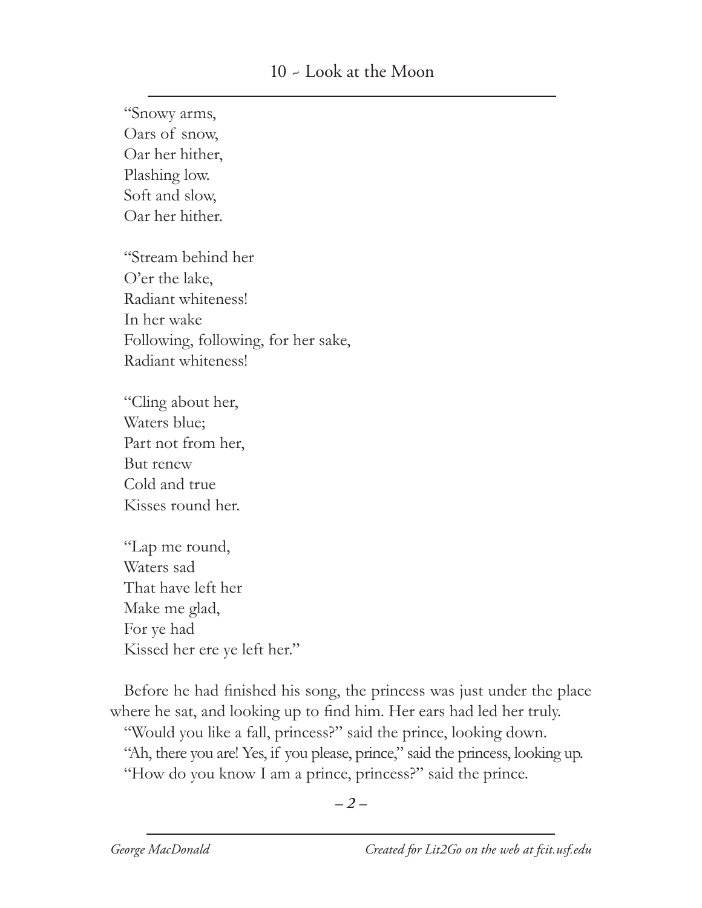"Snowy arms,  
Oars of snow,  
Oar her hither,  
Plashing low.  
Soft and slow,  
Oar her hither.

"Stream behind her  
O'er the lake,  
Radiant whiteness!  
In her wake  
Following, following, for her sake,  
Radiant whiteness!

"Cling about her,  
Waters blue;  
Part not from her,  
But renew  
Cold and true  
Kisses round her.

"Lap me round,  
Waters sad  
That have left her  
Make me glad,  
For ye had  
Kissed her ere ye left her."

Before he had finished his song, the princess was just under the place where he sat, and looking up to find him. Her ears had led her truly.

"Would you like a fall, princess?" said the prince, looking down.

"Ah, there you are! Yes, if you please, prince," said the princess, looking up.

"How do you know I am a prince, princess?" said the prince.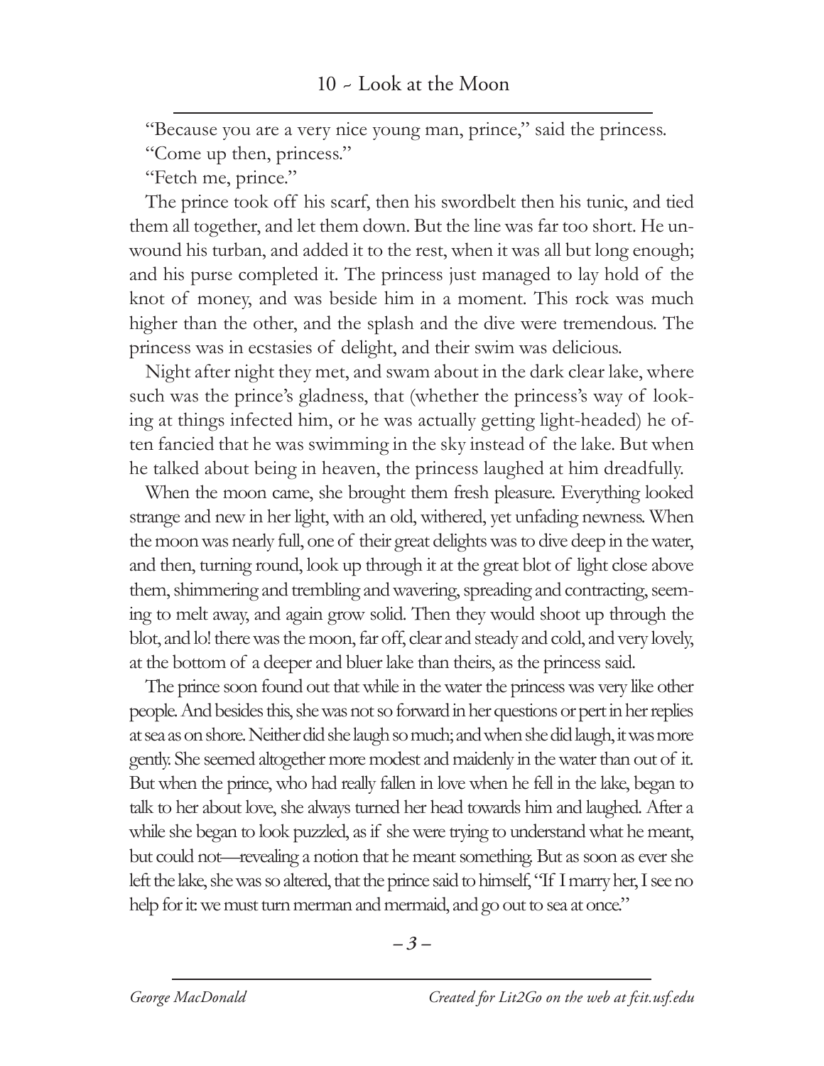"Because you are a very nice young man, prince," said the princess.

"Come up then, princess."

"Fetch me, prince."

The prince took off his scarf, then his swordbelt then his tunic, and tied them all together, and let them down. But the line was far too short. He unwound his turban, and added it to the rest, when it was all but long enough; and his purse completed it. The princess just managed to lay hold of the knot of money, and was beside him in a moment. This rock was much higher than the other, and the splash and the dive were tremendous. The princess was in ecstasies of delight, and their swim was delicious.

Night after night they met, and swam about in the dark clear lake, where such was the prince's gladness, that (whether the princess's way of looking at things infected him, or he was actually getting light-headed) he often fancied that he was swimming in the sky instead of the lake. But when he talked about being in heaven, the princess laughed at him dreadfully.

When the moon came, she brought them fresh pleasure. Everything looked strange and new in her light, with an old, withered, yet unfading newness. When the moon was nearly full, one of their great delights was to dive deep in the water, and then, turning round, look up through it at the great blot of light close above them, shimmering and trembling and wavering, spreading and contracting, seeming to melt away, and again grow solid. Then they would shoot up through the blot, and lo! there was the moon, far off, clear and steady and cold, and very lovely, at the bottom of a deeper and bluer lake than theirs, as the princess said.

The prince soon found out that while in the water the princess was very like other people. And besides this, she was not so forward in her questions or pert in her replies at sea as on shore. Neither did she laugh so much; and when she did laugh, it was more gently. She seemed altogether more modest and maidenly in the water than out of it. But when the prince, who had really fallen in love when he fell in the lake, began to talk to her about love, she always turned her head towards him and laughed. After a while she began to look puzzled, as if she were trying to understand what he meant, but could not—revealing a notion that he meant something. But as soon as ever she left the lake, she was so altered, that the prince said to himself, "If I marry her, I see no help for it: we must turn merman and mermaid, and go out to sea at once."